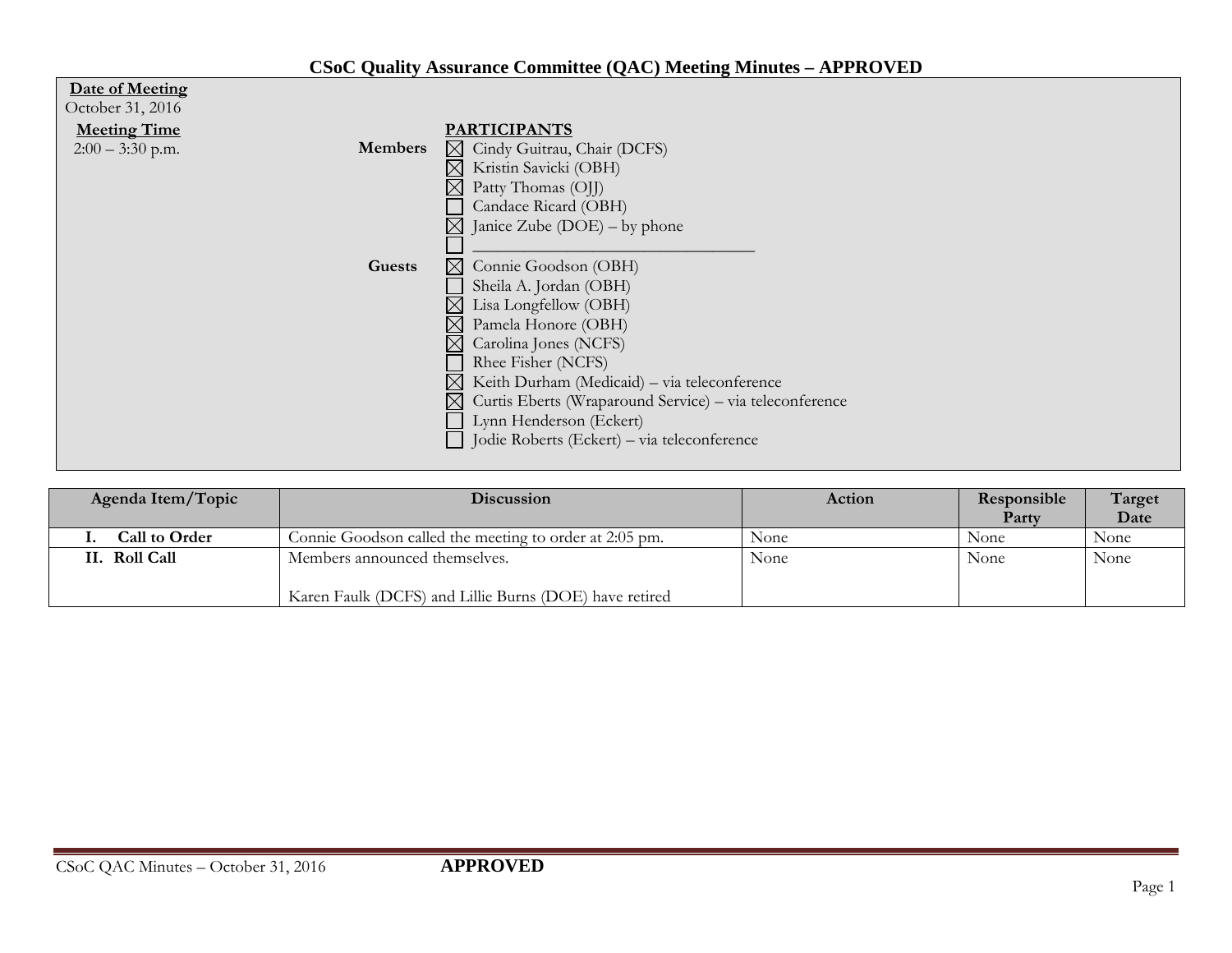# CSoC Quality Assurance Committee (QAC) Meeting Minutes – APPROVED

**Date of Meeting**
October 31, 2016

**Meeting Time**
2:00 – 3:30 p.m.

**PARTICIPANTS**

**Members**

- [x] Cindy Guitrau, Chair (DCFS)
- [x] Kristin Savicki (OBH)
- [x] Patty Thomas (OJJ)
- [ ] Candace Ricard (OBH)
- [x] Janice Zube (DOE) – by phone
- [ ] ______________________________

**Guests**

- [x] Connie Goodson (OBH)
- [ ] Sheila A. Jordan (OBH)
- [x] Lisa Longfellow (OBH)
- [x] Pamela Honore (OBH)
- [x] Carolina Jones (NCFS)
- [ ] Rhee Fisher (NCFS)
- [x] Keith Durham (Medicaid) – via teleconference
- [x] Curtis Eberts (Wraparound Service) – via teleconference
- [ ] Lynn Henderson (Eckert)
- [ ] Jodie Roberts (Eckert) – via teleconference

| Agenda Item/Topic | Discussion | Action | Responsible Party | Target Date |
|---|---|---|---|---|
| **I. Call to Order** | Connie Goodson called the meeting to order at 2:05 pm. | None | None | None |
| **II. Roll Call** | Members announced themselves.<br><br>Karen Faulk (DCFS) and Lillie Burns (DOE) have retired | None | None | None |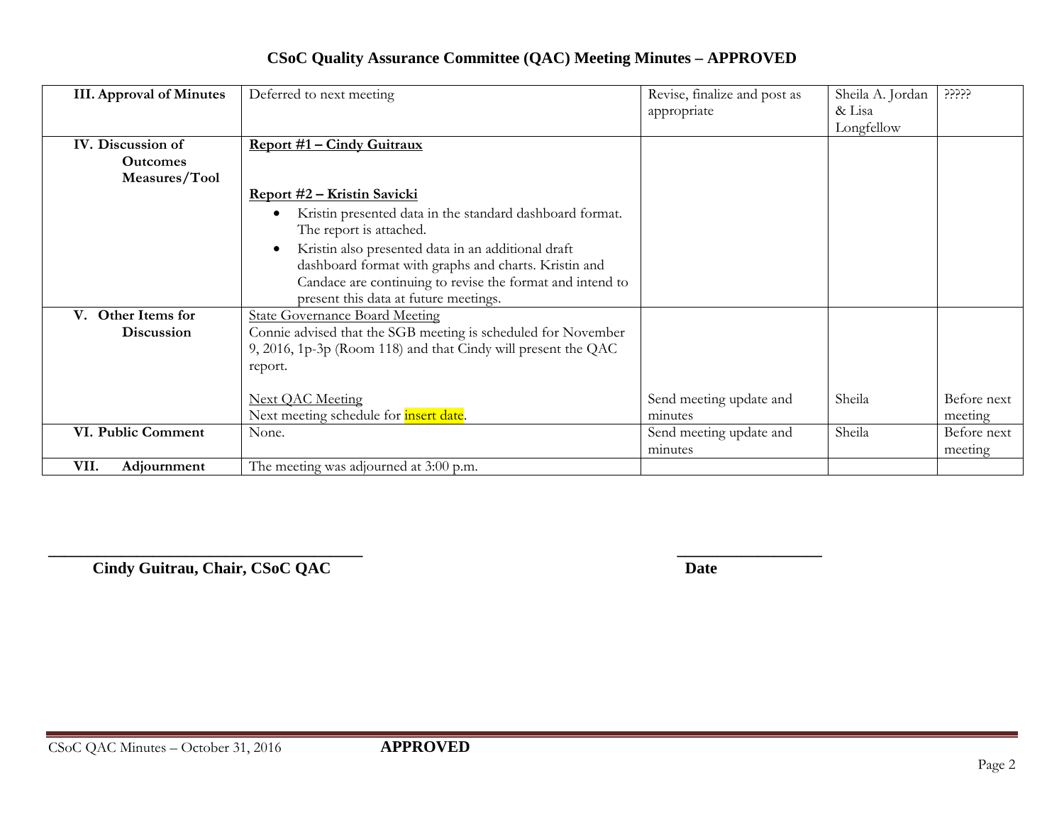# CSoC Quality Assurance Committee (QAC) Meeting Minutes – APPROVED

| | | | | |
|---|---|---|---|---|
| **III. Approval of Minutes** | Deferred to next meeting | Revise, finalize and post as appropriate | Sheila A. Jordan & Lisa Longfellow | ????? |
| **IV. Discussion of Outcomes Measures/Tool** | **Report #1 – Cindy Guitraux**<br><br>**Report #2 – Kristin Savicki**<br>• Kristin presented data in the standard dashboard format. The report is attached.<br>• Kristin also presented data in an additional draft dashboard format with graphs and charts. Kristin and Candace are continuing to revise the format and intend to present this data at future meetings. | | | |
| **V. Other Items for Discussion** | State Governance Board Meeting<br>Connie advised that the SGB meeting is scheduled for November 9, 2016, 1p-3p (Room 118) and that Cindy will present the QAC report.<br><br>Next QAC Meeting<br>Next meeting schedule for insert date. | Send meeting update and minutes | Sheila | Before next meeting |
| **VI. Public Comment** | None. | Send meeting update and minutes | Sheila | Before next meeting |
| **VII. Adjournment** | The meeting was adjourned at 3:00 p.m. | | | |

_______________________________________
**Cindy Guitrau, Chair, CSoC QAC**

_________________
**Date**

CSoC QAC Minutes – October 31, 2016 **APPROVED**